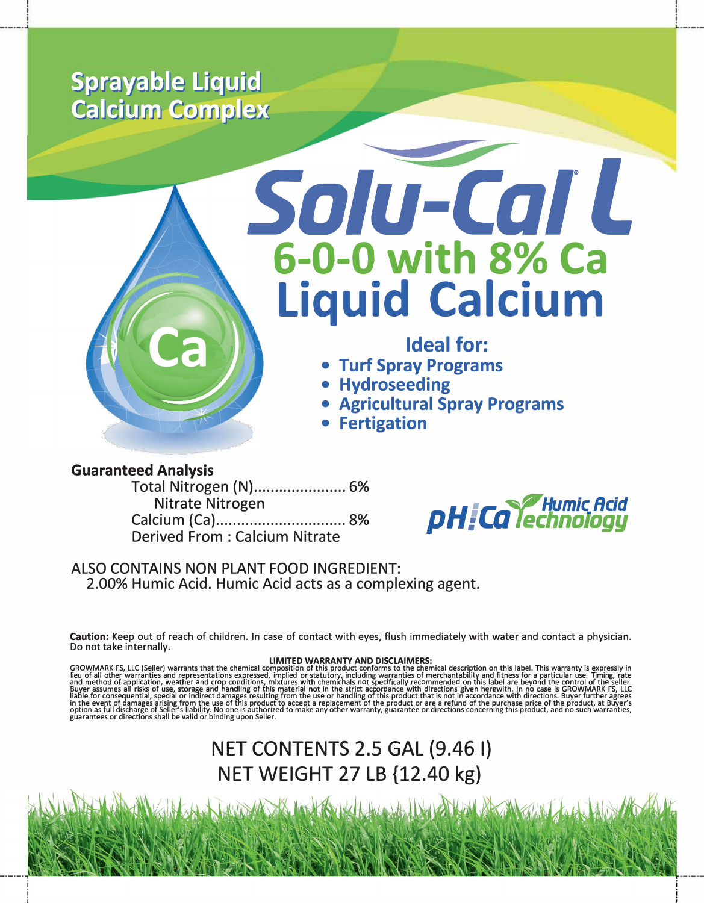**Sprayable Liquid Calcium Complex**

# Solu-Cal® L

## 6-0-0 with 8% Ca

## Liquid Calcium

Ca

### Ideal for:

- Turf Spray Programs
- Hydroseeding
- Agricultural Spray Programs
- Fertigation

**Guaranteed Analysis**

Total Nitrogen (N)..................... 6%
  Nitrate Nitrogen
Calcium (Ca).............................. 8%
Derived From : Calcium Nitrate

pH:Ca Humic Acid Technology

ALSO CONTAINS NON PLANT FOOD INGREDIENT:
2.00% Humic Acid. Humic Acid acts as a complexing agent.

**Caution:** Keep out of reach of children. In case of contact with eyes, flush immediately with water and contact a physician. Do not take internally.

**LIMITED WARRANTY AND DISCLAIMERS:**
GROWMARK FS, LLC (Seller) warrants that the chemical composition of this product conforms to the chemical description on this label. This warranty is expressly in lieu of all other warranties and representations expressed, implied or statutory, including warranties of merchantability and fitness for a particular use. Timing, rate and method of application, weather and crop conditions, mixtures with chemicals not specifically recommended on this label are beyond the control of the seller. Buyer assumes all risks of use, storage and handling of this material not in the strict accordance with directions given herewith. In no case is GROWMARK FS, LLC liable for consequential, special or indirect damages resulting from the use or handling of this product that is not in accordance with directions. Buyer further agrees in the event of damages arising from the use of this product to accept a replacement of the product or are a refund of the purchase price of the product, at Buyer's option as full discharge of Seller's liability. No one is authorized to make any other warranty, guarantee or directions concerning this product, and no such warranties, guarantees or directions shall be valid or binding upon Seller.

NET CONTENTS 2.5 GAL (9.46 l)
NET WEIGHT 27 LB {12.40 kg)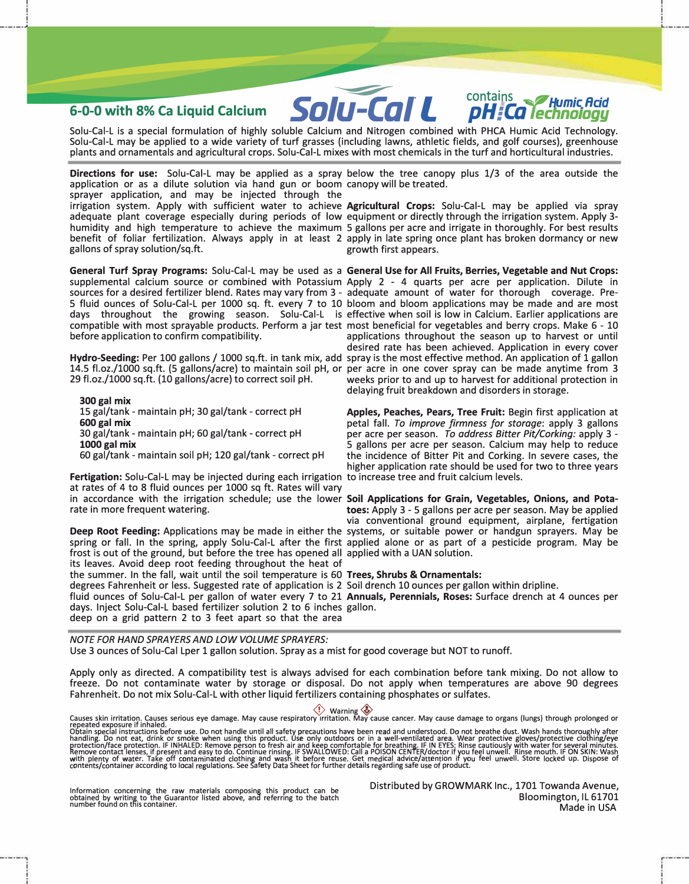## 6-0-0 with 8% Ca Liquid Calcium

# Solu-Cal L

contains pH:Ca Humic Acid Technology

Solu-Cal-L is a special formulation of highly soluble Calcium and Nitrogen combined with PHCA Humic Acid Technology. Solu-Cal-L may be applied to a wide variety of turf grasses (including lawns, athletic fields, and golf courses), greenhouse plants and ornamentals and agricultural crops. Solu-Cal-L mixes with most chemicals in the turf and horticultural industries.

**Directions for use:** Solu-Cal-L may be applied as a spray application or as a dilute solution via hand gun or boom sprayer application, and may be injected through the irrigation system. Apply with sufficient water to achieve adequate plant coverage especially during periods of low humidity and high temperature to achieve the maximum benefit of foliar fertilization. Always apply in at least 2 gallons of spray solution/sq.ft.

**General Turf Spray Programs:** Solu-Cal-L may be used as a supplemental calcium source or combined with Potassium sources for a desired fertilizer blend. Rates may vary from 3 - 5 fluid ounces of Solu-Cal-L per 1000 sq. ft. every 7 to 10 days throughout the growing season. Solu-Cal-L is compatible with most sprayable products. Perform a jar test before application to confirm compatibility.

**Hydro-Seeding:** Per 100 gallons / 1000 sq.ft. in tank mix, add 14.5 fl.oz./1000 sq.ft. (5 gallons/acre) to maintain soil pH, or 29 fl.oz./1000 sq.ft. (10 gallons/acre) to correct soil pH.

**300 gal mix**
15 gal/tank - maintain pH; 30 gal/tank - correct pH
**600 gal mix**
30 gal/tank - maintain pH; 60 gal/tank - correct pH
**1000 gal mix**
60 gal/tank - maintain soil pH; 120 gal/tank - correct pH

**Fertigation:** Solu-Cal-L may be injected during each irrigation at rates of 4 to 8 fluid ounces per 1000 sq ft. Rates will vary in accordance with the irrigation schedule; use the lower rate in more frequent watering.

**Deep Root Feeding:** Applications may be made in either the spring or fall. In the spring, apply Solu-Cal-L after the first frost is out of the ground, but before the tree has opened all its leaves. Avoid deep root feeding throughout the heat of the summer. In the fall, wait until the soil temperature is 60 degrees Fahrenheit or less. Suggested rate of application is 2 fluid ounces of Solu-Cal-L per gallon of water every 7 to 21 days. Inject Solu-Cal-L based fertilizer solution 2 to 6 inches deep on a grid pattern 2 to 3 feet apart so that the area below the tree canopy plus 1/3 of the area outside the canopy will be treated.

**Agricultural Crops:** Solu-Cal-L may be applied via spray equipment or directly through the irrigation system. Apply 3-5 gallons per acre and irrigate in thoroughly. For best results apply in late spring once plant has broken dormancy or new growth first appears.

**General Use for All Fruits, Berries, Vegetable and Nut Crops:** Apply 2 - 4 quarts per acre per application. Dilute in adequate amount of water for thorough coverage. Pre-bloom and bloom applications may be made and are most effective when soil is low in Calcium. Earlier applications are most beneficial for vegetables and berry crops. Make 6 - 10 applications throughout the season up to harvest or until desired rate has been achieved. Application in every cover spray is the most effective method. An application of 1 gallon per acre in one cover spray can be made anytime from 3 weeks prior to and up to harvest for additional protection in delaying fruit breakdown and disorders in storage.

**Apples, Peaches, Pears, Tree Fruit:** Begin first application at petal fall. *To improve firmness for storage*: apply 3 gallons per acre per season. *To address Bitter Pit/Corking:* apply 3 - 5 gallons per acre per season. Calcium may help to reduce the incidence of Bitter Pit and Corking. In severe cases, the higher application rate should be used for two to three years to increase tree and fruit calcium levels.

**Soil Applications for Grain, Vegetables, Onions, and Potatoes:** Apply 3 - 5 gallons per acre per season. May be applied via conventional ground equipment, airplane, fertigation systems, or suitable power or handgun sprayers. May be applied alone or as part of a pesticide program. May be applied with a UAN solution.

**Trees, Shrubs & Ornamentals:**
Soil drench 10 ounces per gallon within dripline.

**Annuals, Perennials, Roses:** Surface drench at 4 ounces per gallon.

*NOTE FOR HAND SPRAYERS AND LOW VOLUME SPRAYERS:*
Use 3 ounces of Solu-Cal Lper 1 gallon solution. Spray as a mist for good coverage but NOT to runoff.

Apply only as directed. A compatibility test is always advised for each combination before tank mixing. Do not allow to freeze. Do not contaminate water by storage or disposal. Do not apply when temperatures are above 90 degrees Fahrenheit. Do not mix Solu-Cal-L with other liquid fertilizers containing phosphates or sulfates.

Warning

Causes skin irritation. Causes serious eye damage. May cause respiratory irritation. May cause cancer. May cause damage to organs (lungs) through prolonged or repeated exposure if inhaled.
Obtain special instructions before use. Do not handle until all safety precautions have been read and understood. Do not breathe dust. Wash hands thoroughly after handling. Do not eat, drink or smoke when using this product. Use only outdoors or in a well-ventilated area. Wear protective gloves/protective clothing/eye protection/face protection. IF INHALED: Remove person to fresh air and keep comfortable for breathing. IF IN EYES: Rinse cautiously with water for several minutes. Remove contact lenses, if present and easy to do. Continue rinsing. IF SWALLOWED: Call a POISON CENTER/doctor if you feel unwell. Rinse mouth. IF ON SKIN: Wash with plenty of water. Take off contaminated clothing and wash it before reuse. Get medical advice/attention if you feel unwell. Store locked up. Dispose of contents/container according to local regulations. See Safety Data Sheet for further details regarding safe use of product.

Information concerning the raw materials composing this product can be obtained by writing to the Guarantor listed above, and referring to the batch number found on this container.

Distributed by GROWMARK Inc., 1701 Towanda Avenue,
Bloomington, IL 61701
Made in USA